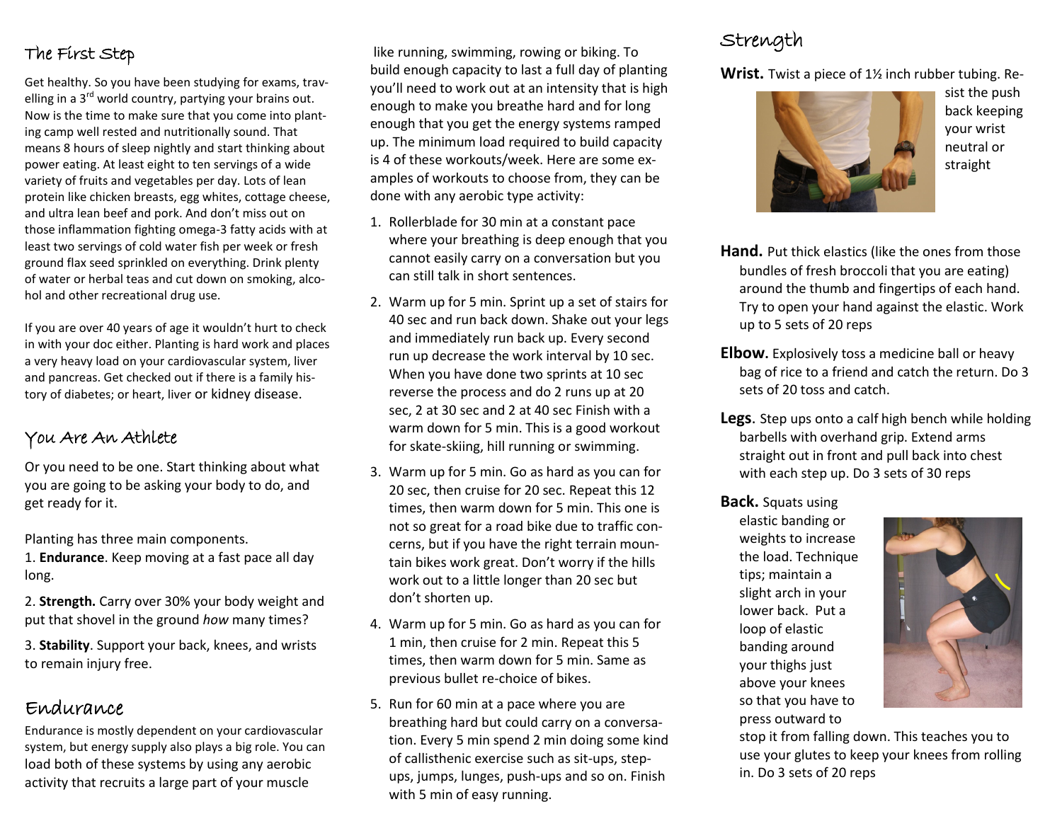## The First Step

Get healthy. So you have been studying for exams, travelling in a 3rd world country, partying your brains out. Now is the time to make sure that you come into planting camp well rested and nutritionally sound. That means 8 hours of sleep nightly and start thinking about power eating. At least eight to ten servings of a wide variety of fruits and vegetables per day. Lots of lean protein like chicken breasts, egg whites, cottage cheese, and ultra lean beef and pork. And don't miss out on those inflammation fighting omega-3 fatty acids with at least two servings of cold water fish per week or fresh ground flax seed sprinkled on everything. Drink plenty of water or herbal teas and cut down on smoking, alcohol and other recreational drug use.

If you are over 40 years of age it wouldn't hurt to check in with your doc either. Planting is hard work and places a very heavy load on your cardiovascular system, liver and pancreas. Get checked out if there is a family history of diabetes; or heart, liver or kidney disease.

## You Are An Athlete

Or you need to be one. Start thinking about what you are going to be asking your body to do, and get ready for it.

Planting has three main components.

1. **Endurance**. Keep moving at a fast pace all day long.

2. **Strength.** Carry over 30% your body weight and put that shovel in the ground *how* many times?

3. **Stability**. Support your back, knees, and wrists to remain injury free.

## Endurance

Endurance is mostly dependent on your cardiovascular system, but energy supply also plays a big role. You can load both of these systems by using any aerobic activity that recruits a large part of your muscle like running, swimming, rowing or biking. To build enough capacity to last a full day of planting you'll need to work out at an intensity that is high enough to make you breathe hard and for long enough that you get the energy systems ramped up. The minimum load required to build capacity is 4 of these workouts/week. Here are some examples of workouts to choose from, they can be done with any aerobic type activity:

1. Rollerblade for 30 min at a constant pace where your breathing is deep enough that you cannot easily carry on a conversation but you can still talk in short sentences.
2. Warm up for 5 min. Sprint up a set of stairs for 40 sec and run back down. Shake out your legs and immediately run back up. Every second run up decrease the work interval by 10 sec. When you have done two sprints at 10 sec reverse the process and do 2 runs up at 20 sec, 2 at 30 sec and 2 at 40 sec Finish with a warm down for 5 min. This is a good workout for skate-skiing, hill running or swimming.
3. Warm up for 5 min. Go as hard as you can for 20 sec, then cruise for 20 sec. Repeat this 12 times, then warm down for 5 min. This one is not so great for a road bike due to traffic concerns, but if you have the right terrain mountain bikes work great. Don't worry if the hills work out to a little longer than 20 sec but don't shorten up.
4. Warm up for 5 min. Go as hard as you can for 1 min, then cruise for 2 min. Repeat this 5 times, then warm down for 5 min. Same as previous bullet re-choice of bikes.
5. Run for 60 min at a pace where you are breathing hard but could carry on a conversation. Every 5 min spend 2 min doing some kind of callisthenic exercise such as sit-ups, step-ups, jumps, lunges, push-ups and so on. Finish with 5 min of easy running.

## Strength

**Wrist.** Twist a piece of 1½ inch rubber tubing. Resist the push back keeping your wrist neutral or straight

**Hand.** Put thick elastics (like the ones from those bundles of fresh broccoli that you are eating) around the thumb and fingertips of each hand. Try to open your hand against the elastic. Work up to 5 sets of 20 reps

**Elbow.** Explosively toss a medicine ball or heavy bag of rice to a friend and catch the return. Do 3 sets of 20 toss and catch.

**Legs**. Step ups onto a calf high bench while holding barbells with overhand grip. Extend arms straight out in front and pull back into chest with each step up. Do 3 sets of 30 reps

**Back.** Squats using elastic banding or weights to increase the load. Technique tips; maintain a slight arch in your lower back. Put a loop of elastic banding around your thighs just above your knees so that you have to press outward to stop it from falling down. This teaches you to use your glutes to keep your knees from rolling in. Do 3 sets of 20 reps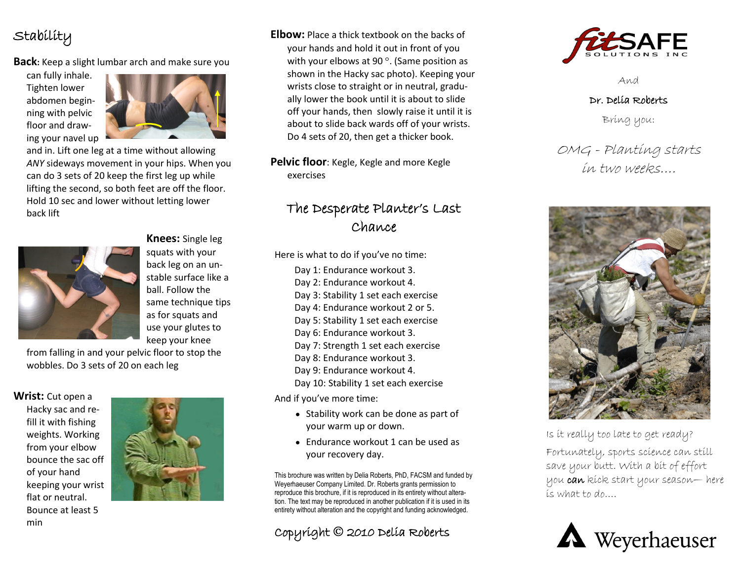## Stability

**Back:** Keep a slight lumbar arch and make sure you can fully inhale. Tighten lower abdomen beginning with pelvic floor and drawing your navel up and in. Lift one leg at a time without allowing *ANY* sideways movement in your hips. When you can do 3 sets of 20 keep the first leg up while lifting the second, so both feet are off the floor. Hold 10 sec and lower without letting lower back lift

**Knees:** Single leg squats with your back leg on an unstable surface like a ball. Follow the same technique tips as for squats and use your glutes to keep your knee from falling in and your pelvic floor to stop the wobbles. Do 3 sets of 20 on each leg

**Wrist:** Cut open a Hacky sac and refill it with fishing weights. Working from your elbow bounce the sac off of your hand keeping your wrist flat or neutral. Bounce at least 5 min

**Elbow:** Place a thick textbook on the backs of your hands and hold it out in front of you with your elbows at 90 °. (Same position as shown in the Hacky sac photo). Keeping your wrists close to straight or in neutral, gradually lower the book until it is about to slide off your hands, then slowly raise it until it is about to slide back wards off of your wrists. Do 4 sets of 20, then get a thicker book.

**Pelvic floor**: Kegle, Kegle and more Kegle exercises

## The Desperate Planter's Last Chance

Here is what to do if you've no time:

Day 1: Endurance workout 3.
Day 2: Endurance workout 4.
Day 3: Stability 1 set each exercise
Day 4: Endurance workout 2 or 5.
Day 5: Stability 1 set each exercise
Day 6: Endurance workout 3.
Day 7: Strength 1 set each exercise
Day 8: Endurance workout 3.
Day 9: Endurance workout 4.
Day 10: Stability 1 set each exercise

And if you've more time:

- Stability work can be done as part of your warm up or down.
- Endurance workout 1 can be used as your recovery day.

This brochure was written by Delia Roberts, PhD, FACSM and funded by Weyerhaeuser Company Limited. Dr. Roberts grants permission to reproduce this brochure, if it is reproduced in its entirety without alteration. The text may be reproduced in another publication if it is used in its entirety without alteration and the copyright and funding acknowledged.

Copyright © 2010 Delia Roberts

fitSAFE SOLUTIONS INC

And

Dr. Delia Roberts

Bring you:

## OMG - Planting starts in two weeks....

Is it really too late to get ready?

Fortunately, sports science can still save your butt. With a bit of effort you **can** kick start your season— here is what to do....

Weyerhaeuser